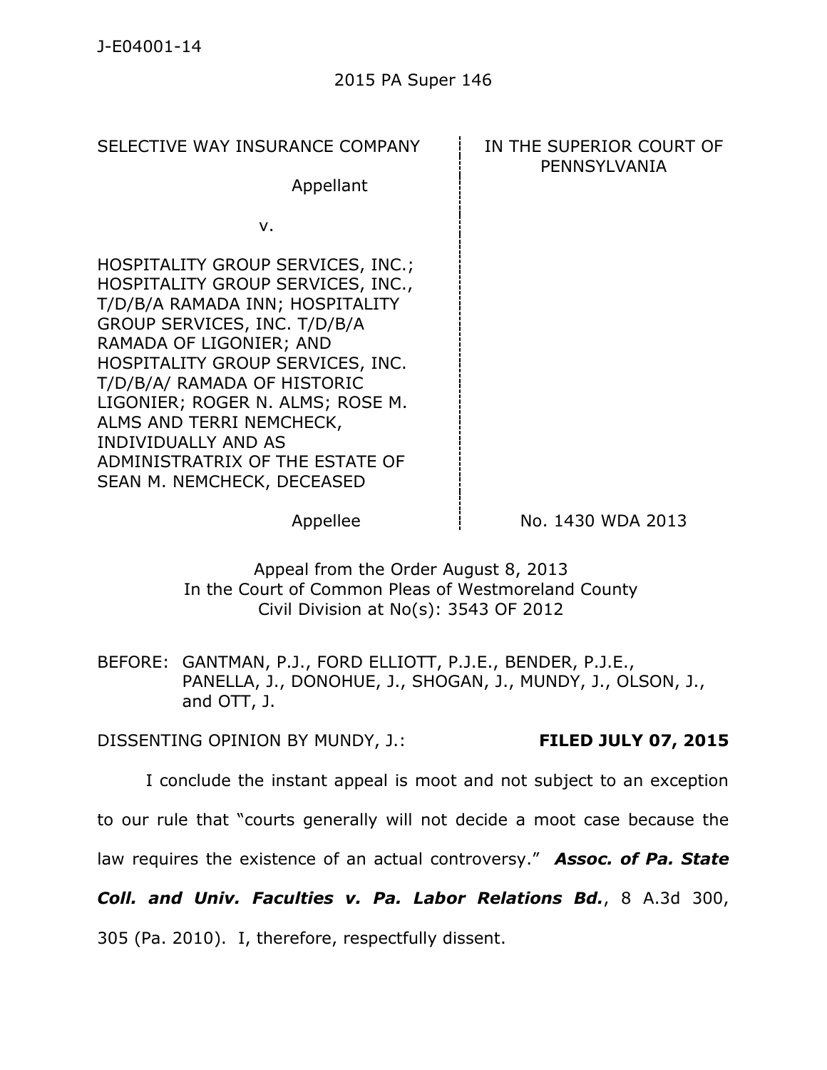J-E04001-14

2015 PA Super 146

| SELECTIVE WAY INSURANCE COMPANY | IN THE SUPERIOR COURT OF PENNSYLVANIA |
|---|---|
| Appellant | |
| v. | |
| HOSPITALITY GROUP SERVICES, INC.; HOSPITALITY GROUP SERVICES, INC., T/D/B/A RAMADA INN; HOSPITALITY GROUP SERVICES, INC. T/D/B/A RAMADA OF LIGONIER; AND HOSPITALITY GROUP SERVICES, INC. T/D/B/A/ RAMADA OF HISTORIC LIGONIER; ROGER N. ALMS; ROSE M. ALMS AND TERRI NEMCHECK, INDIVIDUALLY AND AS ADMINISTRATRIX OF THE ESTATE OF SEAN M. NEMCHECK, DECEASED | |
| Appellee | No. 1430 WDA 2013 |

Appeal from the Order August 8, 2013
In the Court of Common Pleas of Westmoreland County
Civil Division at No(s): 3543 OF 2012

BEFORE: GANTMAN, P.J., FORD ELLIOTT, P.J.E., BENDER, P.J.E., PANELLA, J., DONOHUE, J., SHOGAN, J., MUNDY, J., OLSON, J., and OTT, J.

DISSENTING OPINION BY MUNDY, J.: **FILED JULY 07, 2015**

I conclude the instant appeal is moot and not subject to an exception to our rule that "courts generally will not decide a moot case because the law requires the existence of an actual controversy." ***Assoc. of Pa. State Coll. and Univ. Faculties v. Pa. Labor Relations Bd.***, 8 A.3d 300, 305 (Pa. 2010). I, therefore, respectfully dissent.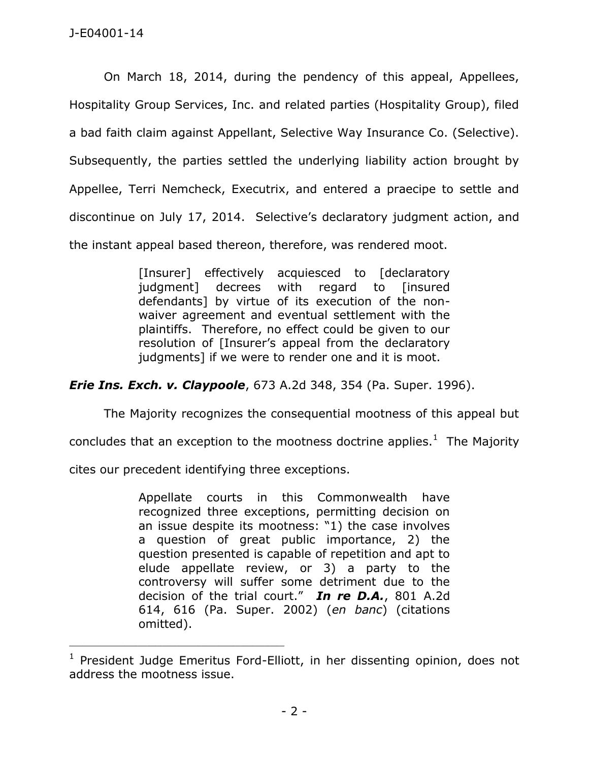On March 18, 2014, during the pendency of this appeal, Appellees, Hospitality Group Services, Inc. and related parties (Hospitality Group), filed a bad faith claim against Appellant, Selective Way Insurance Co. (Selective). Subsequently, the parties settled the underlying liability action brought by Appellee, Terri Nemcheck, Executrix, and entered a praecipe to settle and discontinue on July 17, 2014. Selective's declaratory judgment action, and the instant appeal based thereon, therefore, was rendered moot.

> [Insurer] effectively acquiesced to [declaratory judgment] decrees with regard to [insured defendants] by virtue of its execution of the non-waiver agreement and eventual settlement with the plaintiffs. Therefore, no effect could be given to our resolution of [Insurer's appeal from the declaratory judgments] if we were to render one and it is moot.

***Erie Ins. Exch. v. Claypoole***, 673 A.2d 348, 354 (Pa. Super. 1996).

The Majority recognizes the consequential mootness of this appeal but concludes that an exception to the mootness doctrine applies.[1] The Majority cites our precedent identifying three exceptions.

> Appellate courts in this Commonwealth have recognized three exceptions, permitting decision on an issue despite its mootness: "1) the case involves a question of great public importance, 2) the question presented is capable of repetition and apt to elude appellate review, or 3) a party to the controversy will suffer some detriment due to the decision of the trial court." ***In re D.A.***, 801 A.2d 614, 616 (Pa. Super. 2002) (*en banc*) (citations omitted).

---

[1] President Judge Emeritus Ford-Elliott, in her dissenting opinion, does not address the mootness issue.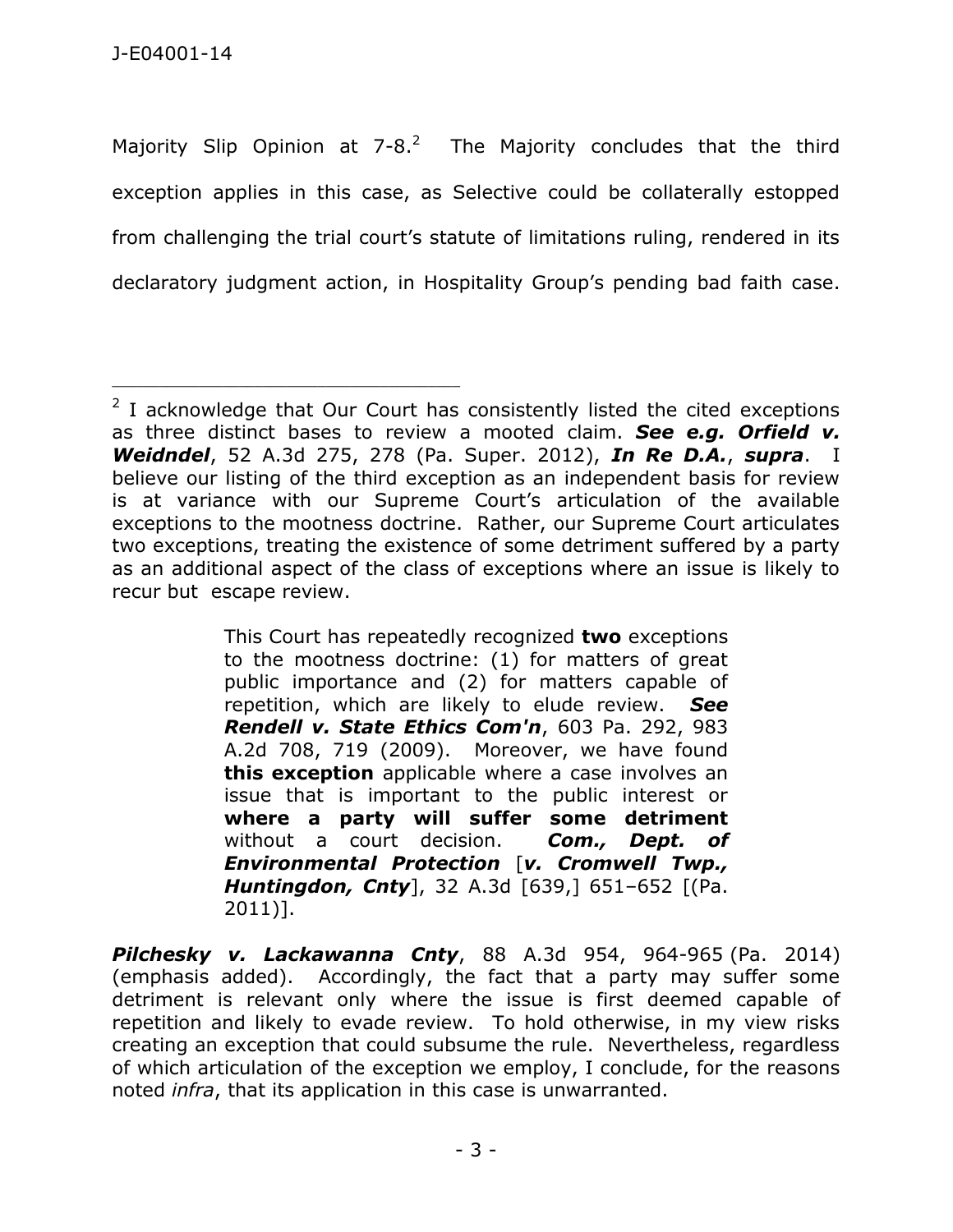Majority Slip Opinion at 7-8.[2] The Majority concludes that the third exception applies in this case, as Selective could be collaterally estopped from challenging the trial court's statute of limitations ruling, rendered in its declaratory judgment action, in Hospitality Group's pending bad faith case.

---

[2] I acknowledge that Our Court has consistently listed the cited exceptions as three distinct bases to review a mooted claim. ***See e.g. Orfield v. Weidndel***, 52 A.3d 275, 278 (Pa. Super. 2012), ***In Re D.A.***, ***supra***. I believe our listing of the third exception as an independent basis for review is at variance with our Supreme Court's articulation of the available exceptions to the mootness doctrine. Rather, our Supreme Court articulates two exceptions, treating the existence of some detriment suffered by a party as an additional aspect of the class of exceptions where an issue is likely to recur but escape review.

> This Court has repeatedly recognized **two** exceptions to the mootness doctrine: (1) for matters of great public importance and (2) for matters capable of repetition, which are likely to elude review. ***See Rendell v. State Ethics Com'n***, 603 Pa. 292, 983 A.2d 708, 719 (2009). Moreover, we have found **this exception** applicable where a case involves an issue that is important to the public interest or **where a party will suffer some detriment** without a court decision. ***Com., Dept. of Environmental Protection*** [***v. Cromwell Twp., Huntingdon, Cnty***], 32 A.3d [639,] 651–652 [(Pa. 2011)].

***Pilchesky v. Lackawanna Cnty***, 88 A.3d 954, 964-965 (Pa. 2014) (emphasis added). Accordingly, the fact that a party may suffer some detriment is relevant only where the issue is first deemed capable of repetition and likely to evade review. To hold otherwise, in my view risks creating an exception that could subsume the rule. Nevertheless, regardless of which articulation of the exception we employ, I conclude, for the reasons noted *infra*, that its application in this case is unwarranted.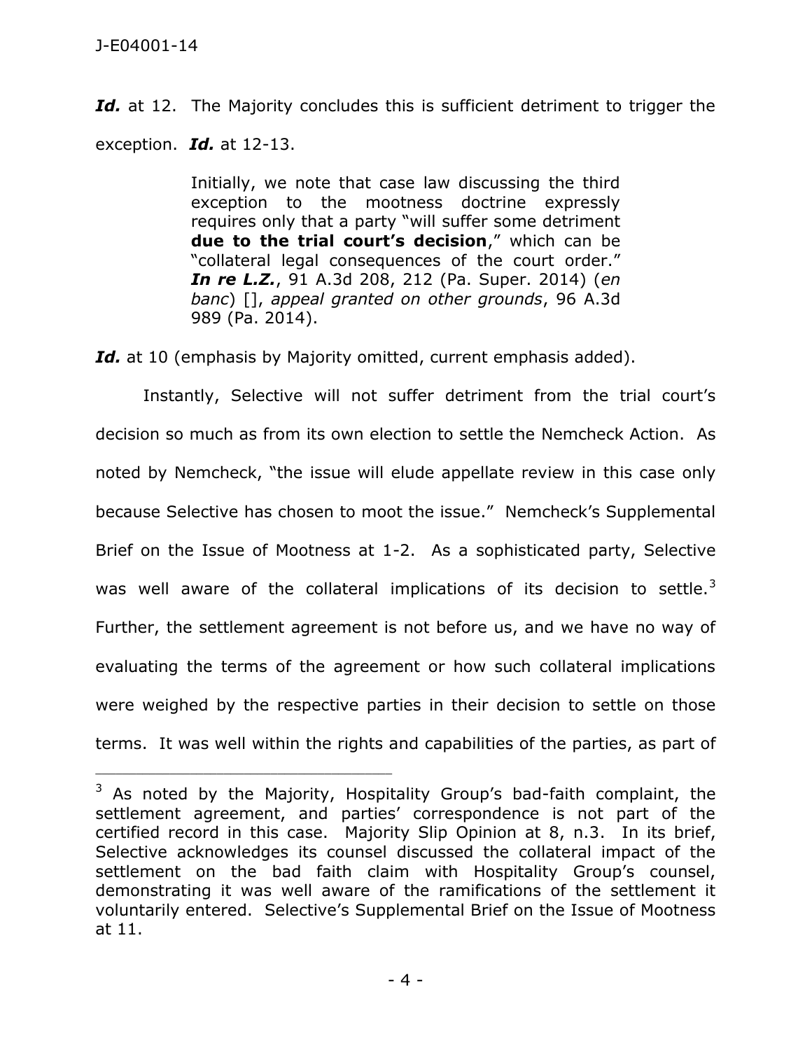***Id.*** at 12. The Majority concludes this is sufficient detriment to trigger the exception. ***Id.*** at 12-13.

> Initially, we note that case law discussing the third exception to the mootness doctrine expressly requires only that a party "will suffer some detriment **due to the trial court's decision**," which can be "collateral legal consequences of the court order." ***In re L.Z.***, 91 A.3d 208, 212 (Pa. Super. 2014) (*en banc*) [], *appeal granted on other grounds*, 96 A.3d 989 (Pa. 2014).

***Id.*** at 10 (emphasis by Majority omitted, current emphasis added).

Instantly, Selective will not suffer detriment from the trial court's decision so much as from its own election to settle the Nemcheck Action. As noted by Nemcheck, "the issue will elude appellate review in this case only because Selective has chosen to moot the issue." Nemcheck's Supplemental Brief on the Issue of Mootness at 1-2. As a sophisticated party, Selective was well aware of the collateral implications of its decision to settle.[3] Further, the settlement agreement is not before us, and we have no way of evaluating the terms of the agreement or how such collateral implications were weighed by the respective parties in their decision to settle on those terms. It was well within the rights and capabilities of the parties, as part of

---

[3] As noted by the Majority, Hospitality Group's bad-faith complaint, the settlement agreement, and parties' correspondence is not part of the certified record in this case. Majority Slip Opinion at 8, n.3. In its brief, Selective acknowledges its counsel discussed the collateral impact of the settlement on the bad faith claim with Hospitality Group's counsel, demonstrating it was well aware of the ramifications of the settlement it voluntarily entered. Selective's Supplemental Brief on the Issue of Mootness at 11.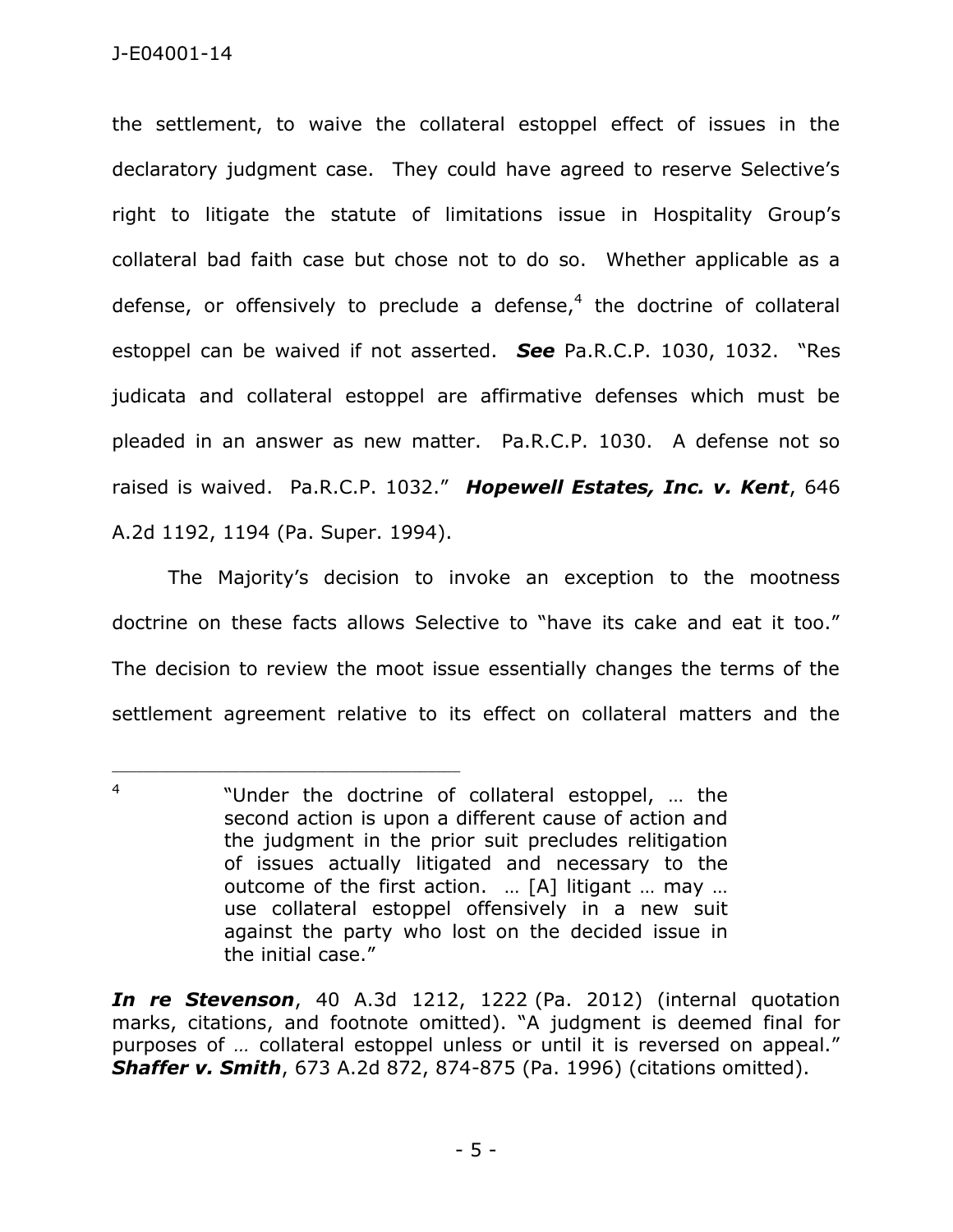the settlement, to waive the collateral estoppel effect of issues in the declaratory judgment case. They could have agreed to reserve Selective's right to litigate the statute of limitations issue in Hospitality Group's collateral bad faith case but chose not to do so. Whether applicable as a defense, or offensively to preclude a defense,[4] the doctrine of collateral estoppel can be waived if not asserted. ***See*** Pa.R.C.P. 1030, 1032. "Res judicata and collateral estoppel are affirmative defenses which must be pleaded in an answer as new matter. Pa.R.C.P. 1030. A defense not so raised is waived. Pa.R.C.P. 1032." ***Hopewell Estates, Inc. v. Kent***, 646 A.2d 1192, 1194 (Pa. Super. 1994).

The Majority's decision to invoke an exception to the mootness doctrine on these facts allows Selective to "have its cake and eat it too." The decision to review the moot issue essentially changes the terms of the settlement agreement relative to its effect on collateral matters and the

---

[4]

> "Under the doctrine of collateral estoppel, … the second action is upon a different cause of action and the judgment in the prior suit precludes relitigation of issues actually litigated and necessary to the outcome of the first action. … [A] litigant … may … use collateral estoppel offensively in a new suit against the party who lost on the decided issue in the initial case."

***In re Stevenson***, 40 A.3d 1212, 1222 (Pa. 2012) (internal quotation marks, citations, and footnote omitted). "A judgment is deemed final for purposes of … collateral estoppel unless or until it is reversed on appeal." ***Shaffer v. Smith***, 673 A.2d 872, 874-875 (Pa. 1996) (citations omitted).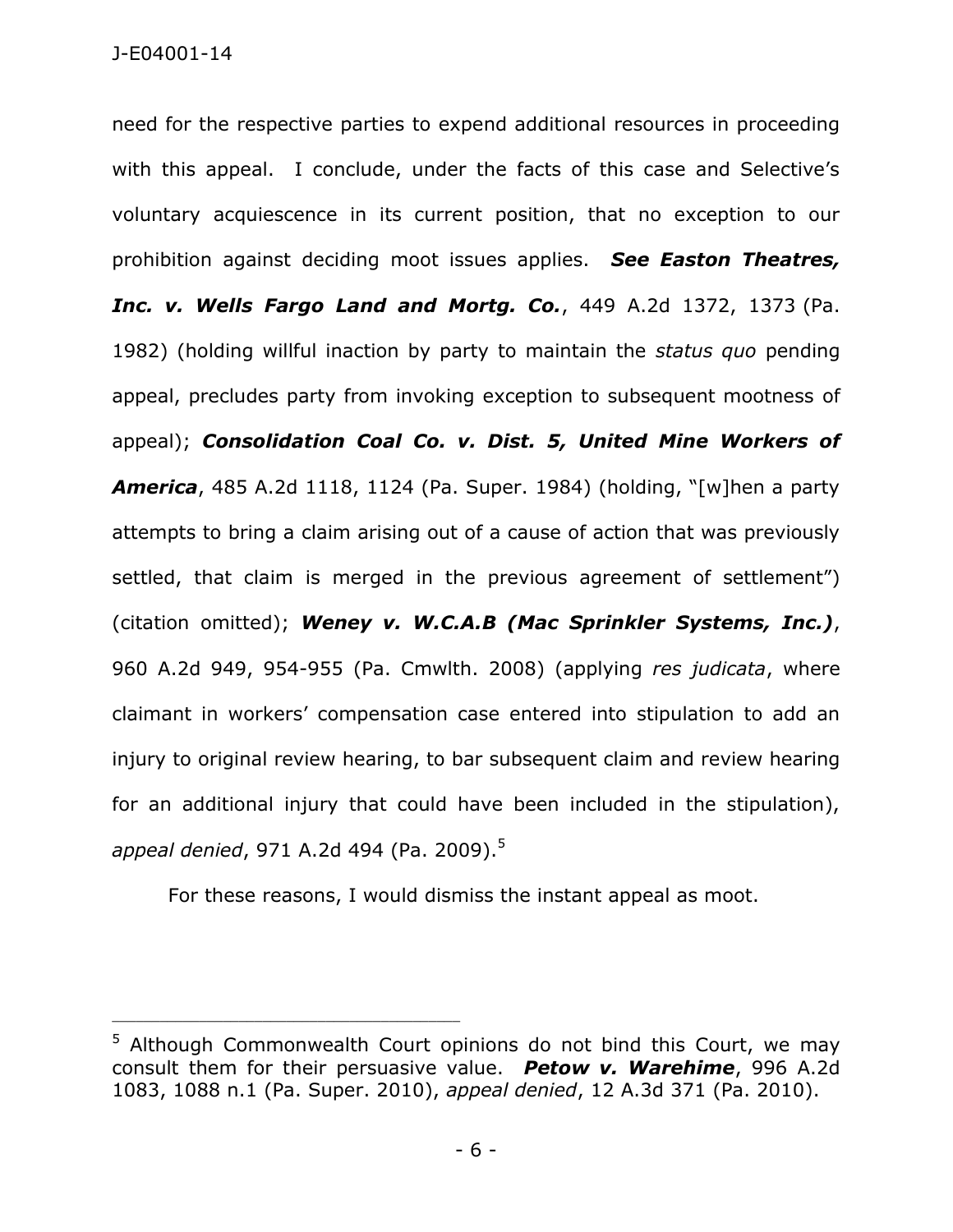need for the respective parties to expend additional resources in proceeding with this appeal. I conclude, under the facts of this case and Selective's voluntary acquiescence in its current position, that no exception to our prohibition against deciding moot issues applies. ***See Easton Theatres, Inc. v. Wells Fargo Land and Mortg. Co.***, 449 A.2d 1372, 1373 (Pa. 1982) (holding willful inaction by party to maintain the *status quo* pending appeal, precludes party from invoking exception to subsequent mootness of appeal); ***Consolidation Coal Co. v. Dist. 5, United Mine Workers of America***, 485 A.2d 1118, 1124 (Pa. Super. 1984) (holding, "[w]hen a party attempts to bring a claim arising out of a cause of action that was previously settled, that claim is merged in the previous agreement of settlement") (citation omitted); ***Weney v. W.C.A.B (Mac Sprinkler Systems, Inc.)***, 960 A.2d 949, 954-955 (Pa. Cmwlth. 2008) (applying *res judicata*, where claimant in workers' compensation case entered into stipulation to add an injury to original review hearing, to bar subsequent claim and review hearing for an additional injury that could have been included in the stipulation), *appeal denied*, 971 A.2d 494 (Pa. 2009).[5]

For these reasons, I would dismiss the instant appeal as moot.

---

[5] Although Commonwealth Court opinions do not bind this Court, we may consult them for their persuasive value. ***Petow v. Warehime***, 996 A.2d 1083, 1088 n.1 (Pa. Super. 2010), *appeal denied*, 12 A.3d 371 (Pa. 2010).